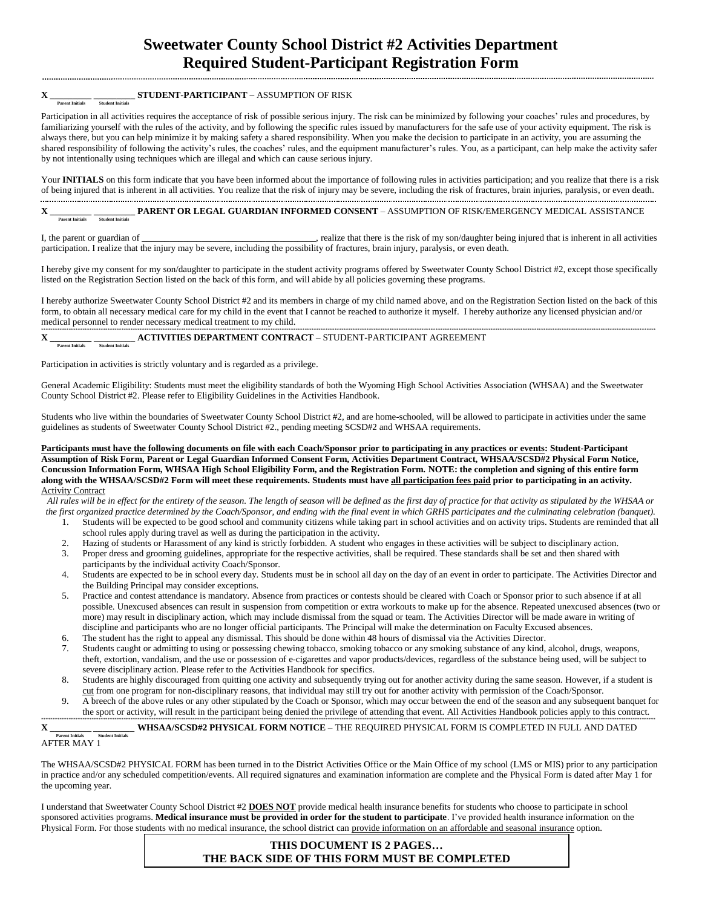# Sweetwater County School District #2 Activities Department
# Required Student-Participant Registration Form

**X** _________ _________ **STUDENT-PARTICIPANT** – ASSUMPTION OF RISK
Parent Initials    Student Initials

Participation in all activities requires the acceptance of risk of possible serious injury. The risk can be minimized by following your coaches' rules and procedures, by familiarizing yourself with the rules of the activity, and by following the specific rules issued by manufacturers for the safe use of your activity equipment. The risk is always there, but you can help minimize it by making safety a shared responsibility. When you make the decision to participate in an activity, you are assuming the shared responsibility of following the activity's rules, the coaches' rules, and the equipment manufacturer's rules. You, as a participant, can help make the activity safer by not intentionally using techniques which are illegal and which can cause serious injury.

Your **INITIALS** on this form indicate that you have been informed about the importance of following rules in activities participation; and you realize that there is a risk of being injured that is inherent in all activities. You realize that the risk of injury may be severe, including the risk of fractures, brain injuries, paralysis, or even death.

**X** _________ _________ **PARENT OR LEGAL GUARDIAN INFORMED CONSENT** – ASSUMPTION OF RISK/EMERGENCY MEDICAL ASSISTANCE
Parent Initials    Student Initials

I, the parent or guardian of _____________________________________, realize that there is the risk of my son/daughter being injured that is inherent in all activities participation. I realize that the injury may be severe, including the possibility of fractures, brain injury, paralysis, or even death.

I hereby give my consent for my son/daughter to participate in the student activity programs offered by Sweetwater County School District #2, except those specifically listed on the Registration Section listed on the back of this form, and will abide by all policies governing these programs.

I hereby authorize Sweetwater County School District #2 and its members in charge of my child named above, and on the Registration Section listed on the back of this form, to obtain all necessary medical care for my child in the event that I cannot be reached to authorize it myself. I hereby authorize any licensed physician and/or medical personnel to render necessary medical treatment to my child.

**X** _________ _________ **ACTIVITIES DEPARTMENT CONTRACT** – STUDENT-PARTICIPANT AGREEMENT
Parent Initials    Student Initials

Participation in activities is strictly voluntary and is regarded as a privilege.

General Academic Eligibility: Students must meet the eligibility standards of both the Wyoming High School Activities Association (WHSAA) and the Sweetwater County School District #2. Please refer to Eligibility Guidelines in the Activities Handbook.

Students who live within the boundaries of Sweetwater County School District #2, and are home-schooled, will be allowed to participate in activities under the same guidelines as students of Sweetwater County School District #2., pending meeting SCSD#2 and WHSAA requirements.

**Participants must have the following documents on file with each Coach/Sponsor prior to participating in any practices or events: Student-Participant Assumption of Risk Form, Parent or Legal Guardian Informed Consent Form, Activities Department Contract, WHSAA/SCSD#2 Physical Form Notice, Concussion Information Form, WHSAA High School Eligibility Form, and the Registration Form. NOTE: the completion and signing of this entire form along with the WHSAA/SCSD#2 Form will meet these requirements. Students must have all participation fees paid prior to participating in an activity.**

Activity Contract

*All rules will be in effect for the entirety of the season. The length of season will be defined as the first day of practice for that activity as stipulated by the WHSAA or the first organized practice determined by the Coach/Sponsor, and ending with the final event in which GRHS participates and the culminating celebration (banquet).*

1. Students will be expected to be good school and community citizens while taking part in school activities and on activity trips. Students are reminded that all school rules apply during travel as well as during the participation in the activity.
2. Hazing of students or Harassment of any kind is strictly forbidden. A student who engages in these activities will be subject to disciplinary action.
3. Proper dress and grooming guidelines, appropriate for the respective activities, shall be required. These standards shall be set and then shared with participants by the individual activity Coach/Sponsor.
4. Students are expected to be in school every day. Students must be in school all day on the day of an event in order to participate. The Activities Director and the Building Principal may consider exceptions.
5. Practice and contest attendance is mandatory. Absence from practices or contests should be cleared with Coach or Sponsor prior to such absence if at all possible. Unexcused absences can result in suspension from competition or extra workouts to make up for the absence. Repeated unexcused absences (two or more) may result in disciplinary action, which may include dismissal from the squad or team. The Activities Director will be made aware in writing of discipline and participants who are no longer official participants. The Principal will make the determination on Faculty Excused absences.
6. The student has the right to appeal any dismissal. This should be done within 48 hours of dismissal via the Activities Director.
7. Students caught or admitting to using or possessing chewing tobacco, smoking tobacco or any smoking substance of any kind, alcohol, drugs, weapons, theft, extortion, vandalism, and the use or possession of e-cigarettes and vapor products/devices, regardless of the substance being used, will be subject to severe disciplinary action. Please refer to the Activities Handbook for specifics.
8. Students are highly discouraged from quitting one activity and subsequently trying out for another activity during the same season. However, if a student is cut from one program for non-disciplinary reasons, that individual may still try out for another activity with permission of the Coach/Sponsor.
9. A breech of the above rules or any other stipulated by the Coach or Sponsor, which may occur between the end of the season and any subsequent banquet for the sport or activity, will result in the participant being denied the privilege of attending that event. All Activities Handbook policies apply to this contract.

**X** _________ _________ **WHSAA/SCSD#2 PHYSICAL FORM NOTICE** – THE REQUIRED PHYSICAL FORM IS COMPLETED IN FULL AND DATED AFTER MAY 1
Parent Initials    Student Initials

The WHSAA/SCSD#2 PHYSICAL FORM has been turned in to the District Activities Office or the Main Office of my school (LMS or MIS) prior to any participation in practice and/or any scheduled competition/events. All required signatures and examination information are complete and the Physical Form is dated after May 1 for the upcoming year.

I understand that Sweetwater County School District #2 **DOES NOT** provide medical health insurance benefits for students who choose to participate in school sponsored activities programs. **Medical insurance must be provided in order for the student to participate**. I've provided health insurance information on the Physical Form. For those students with no medical insurance, the school district can provide information on an affordable and seasonal insurance option.

**THIS DOCUMENT IS 2 PAGES…**
**THE BACK SIDE OF THIS FORM MUST BE COMPLETED**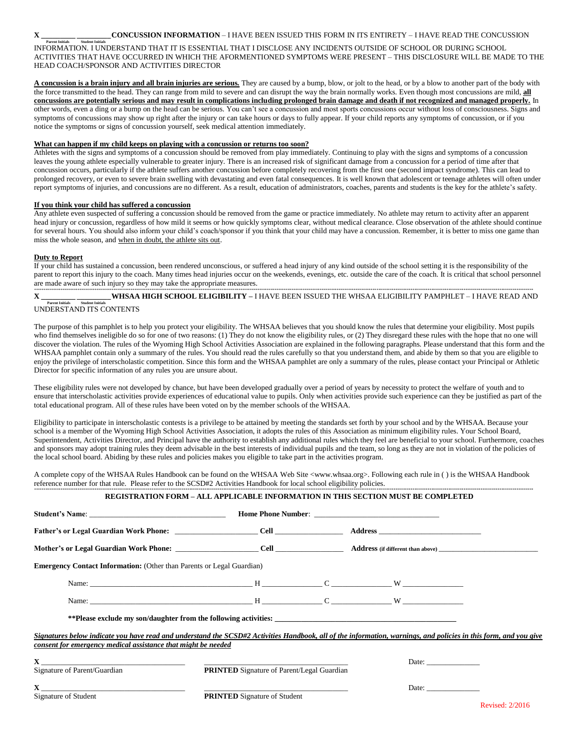X ________ ________**CONCUSSION INFORMATION** – I HAVE BEEN ISSUED THIS FORM IN ITS ENTIRETY – I HAVE READ THE CONCUSSION INFORMATION. I UNDERSTAND THAT IT IS ESSENTIAL THAT I DISCLOSE ANY INCIDENTS OUTSIDE OF SCHOOL OR DURING SCHOOL ACTIVITIES THAT HAVE OCCURRED IN WHICH THE AFOREMENTIONED SYMPTOMS WERE PRESENT – THIS DISCLOSURE WILL BE MADE TO THE HEAD COACH/SPONSOR AND ACTIVITIES DIRECTOR

Parent Initials    Student Initials

**A concussion is a brain injury and all brain injuries are serious.** They are caused by a bump, blow, or jolt to the head, or by a blow to another part of the body with the force transmitted to the head. They can range from mild to severe and can disrupt the way the brain normally works. Even though most concussions are mild, **all concussions are potentially serious and may result in complications including prolonged brain damage and death if not recognized and managed properly.** In other words, even a ding or a bump on the head can be serious. You can't see a concussion and most sports concussions occur without loss of consciousness. Signs and symptoms of concussions may show up right after the injury or can take hours or days to fully appear. If your child reports any symptoms of concussion, or if you notice the symptoms or signs of concussion yourself, seek medical attention immediately.

**What can happen if my child keeps on playing with a concussion or returns too soon?**

Athletes with the signs and symptoms of a concussion should be removed from play immediately. Continuing to play with the signs and symptoms of a concussion leaves the young athlete especially vulnerable to greater injury. There is an increased risk of significant damage from a concussion for a period of time after that concussion occurs, particularly if the athlete suffers another concussion before completely recovering from the first one (second impact syndrome). This can lead to prolonged recovery, or even to severe brain swelling with devastating and even fatal consequences. It is well known that adolescent or teenage athletes will often under report symptoms of injuries, and concussions are no different. As a result, education of administrators, coaches, parents and students is the key for the athlete's safety.

**If you think your child has suffered a concussion**

Any athlete even suspected of suffering a concussion should be removed from the game or practice immediately. No athlete may return to activity after an apparent head injury or concussion, regardless of how mild it seems or how quickly symptoms clear, without medical clearance. Close observation of the athlete should continue for several hours. You should also inform your child's coach/sponsor if you think that your child may have a concussion. Remember, it is better to miss one game than miss the whole season, and when in doubt, the athlete sits out.

**Duty to Report**

If your child has sustained a concussion, been rendered unconscious, or suffered a head injury of any kind outside of the school setting it is the responsibility of the parent to report this injury to the coach. Many times head injuries occur on the weekends, evenings, etc. outside the care of the coach. It is critical that school personnel are made aware of such injury so they may take the appropriate measures.

X ________ ________**WHSAA HIGH SCHOOL ELIGIBILITY –** I HAVE BEEN ISSUED THE WHSAA ELIGIBILITY PAMPHLET – I HAVE READ AND UNDERSTAND ITS CONTENTS

Parent Initials    Student Initials

The purpose of this pamphlet is to help you protect your eligibility. The WHSAA believes that you should know the rules that determine your eligibility. Most pupils who find themselves ineligible do so for one of two reasons: (1) They do not know the eligibility rules, or (2) They disregard these rules with the hope that no one will discover the violation. The rules of the Wyoming High School Activities Association are explained in the following paragraphs. Please understand that this form and the WHSAA pamphlet contain only a summary of the rules. You should read the rules carefully so that you understand them, and abide by them so that you are eligible to enjoy the privilege of interscholastic competition. Since this form and the WHSAA pamphlet are only a summary of the rules, please contact your Principal or Athletic Director for specific information of any rules you are unsure about.

These eligibility rules were not developed by chance, but have been developed gradually over a period of years by necessity to protect the welfare of youth and to ensure that interscholastic activities provide experiences of educational value to pupils. Only when activities provide such experience can they be justified as part of the total educational program. All of these rules have been voted on by the member schools of the WHSAA.

Eligibility to participate in interscholastic contests is a privilege to be attained by meeting the standards set forth by your school and by the WHSAA. Because your school is a member of the Wyoming High School Activities Association, it adopts the rules of this Association as minimum eligibility rules. Your School Board, Superintendent, Activities Director, and Principal have the authority to establish any additional rules which they feel are beneficial to your school. Furthermore, coaches and sponsors may adopt training rules they deem advisable in the best interests of individual pupils and the team, so long as they are not in violation of the policies of the local school board. Abiding by these rules and policies makes you eligible to take part in the activities program.

A complete copy of the WHSAA Rules Handbook can be found on the WHSAA Web Site <www.whsaa.org>. Following each rule in ( ) is the WHSAA Handbook reference number for that rule. Please refer to the SCSD#2 Activities Handbook for local school eligibility policies.

## REGISTRATION FORM – ALL APPLICABLE INFORMATION IN THIS SECTION MUST BE COMPLETED

**Student's Name**: ______________________________ **Home Phone Number**: ______________________________

**Father's or Legal Guardian Work Phone:** ____________________ **Cell** ________________ **Address** ________________________

**Mother's or Legal Guardian Work Phone:** ____________________ **Cell** ________________ **Address (if different than above)** ________________________

**Emergency Contact Information:** (Other than Parents or Legal Guardian)

Name: ______________________________________ H ______________ C ______________ W ______________

Name: ______________________________________ H ______________ C ______________ W ______________

**\*\*Please exclude my son/daughter from the following activities: ______________________________________________**

***Signatures below indicate you have read and understand the SCSD#2 Activities Handbook, all of the information, warnings, and policies in this form, and you give consent for emergency medical assistance that might be needed***

X ___________________________________ ___________________________________ Date: ______________

Signature of Parent/Guardian    **PRINTED** Signature of Parent/Legal Guardian

X ___________________________________ ___________________________________ Date: ______________

Signature of Student    **PRINTED** Signature of Student

Revised: 2/2016